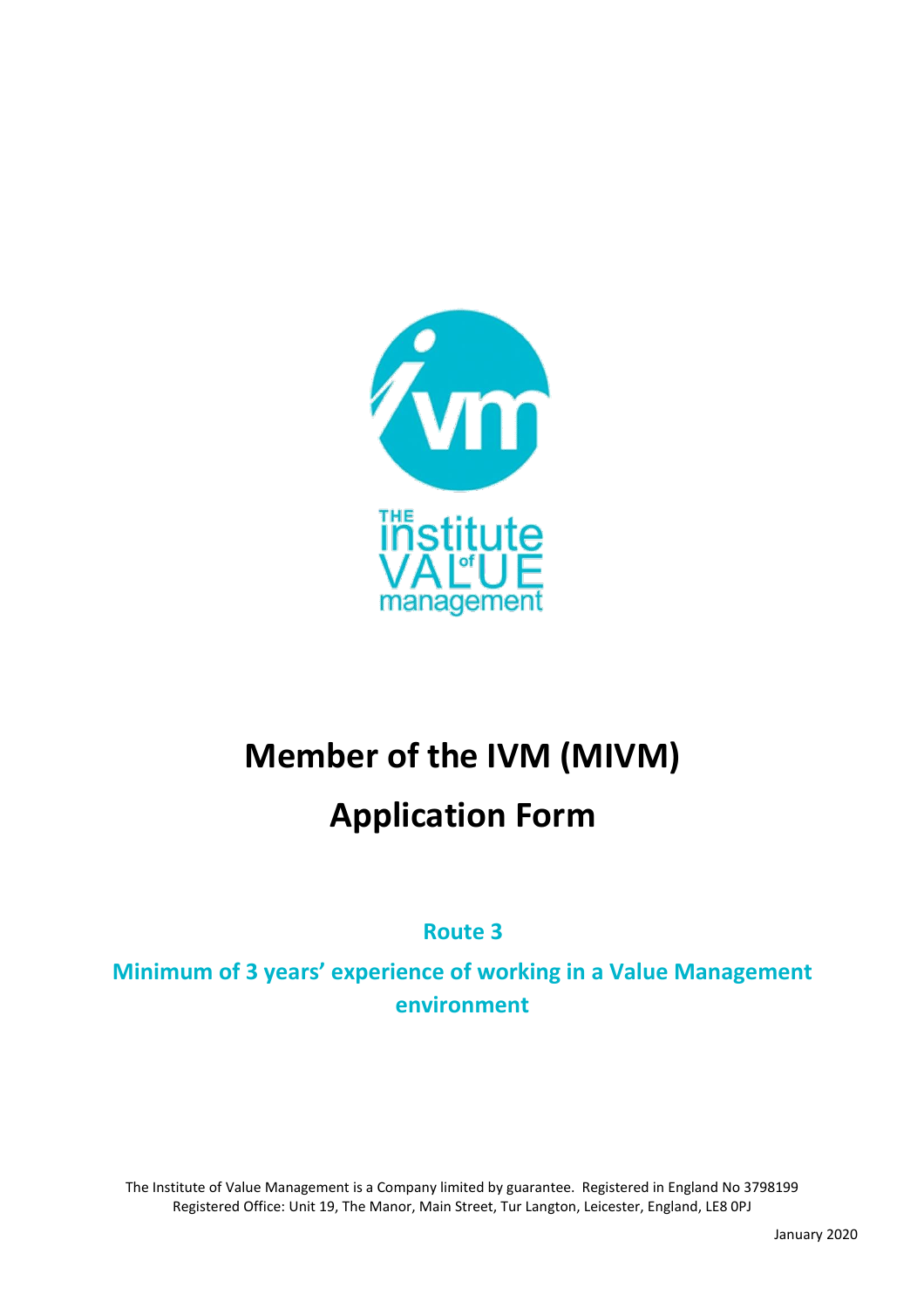# Member of the IVM (MIVM)

# Application Form

## Route 3

## Minimum of 3 years' experience of working in a Value Management environment

The Institute of Value Management is a Company limited by guarantee. Registered in England No 3798199
Registered Office: Unit 19, The Manor, Main Street, Tur Langton, Leicester, England, LE8 0PJ

January 2020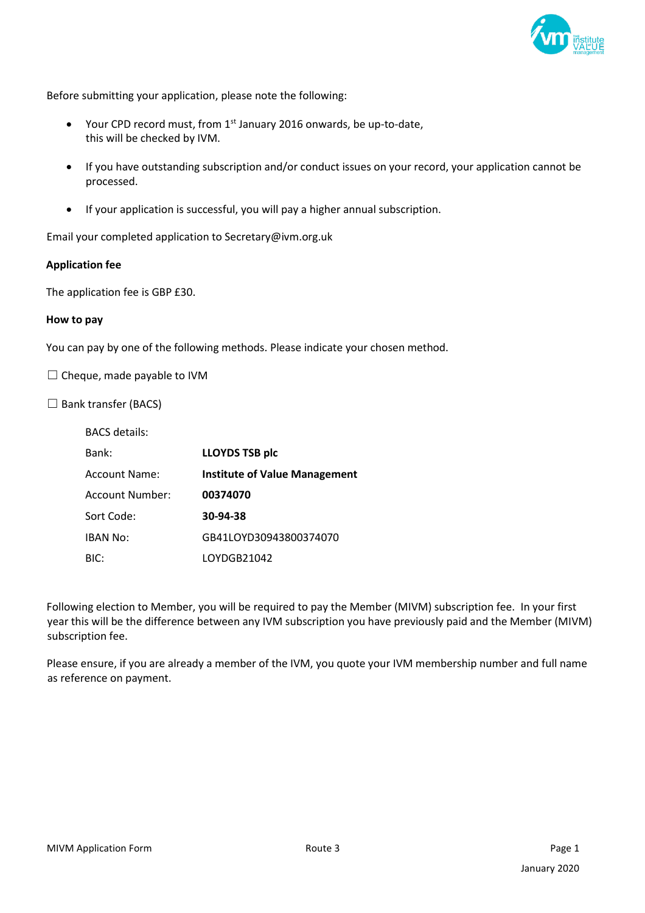Before submitting your application, please note the following:

- Your CPD record must, from 1st January 2016 onwards, be up-to-date, this will be checked by IVM.
- If you have outstanding subscription and/or conduct issues on your record, your application cannot be processed.
- If your application is successful, you will pay a higher annual subscription.

Email your completed application to Secretary@ivm.org.uk

**Application fee**

The application fee is GBP £30.

**How to pay**

You can pay by one of the following methods. Please indicate your chosen method.

☐ Cheque, made payable to IVM

☐ Bank transfer (BACS)

BACS details:

| | |
|---|---|
| Bank: | **LLOYDS TSB plc** |
| Account Name: | **Institute of Value Management** |
| Account Number: | **00374070** |
| Sort Code: | **30-94-38** |
| IBAN No: | GB41LOYD30943800374070 |
| BIC: | LOYDGB21042 |

Following election to Member, you will be required to pay the Member (MIVM) subscription fee. In your first year this will be the difference between any IVM subscription you have previously paid and the Member (MIVM) subscription fee.

Please ensure, if you are already a member of the IVM, you quote your IVM membership number and full name as reference on payment.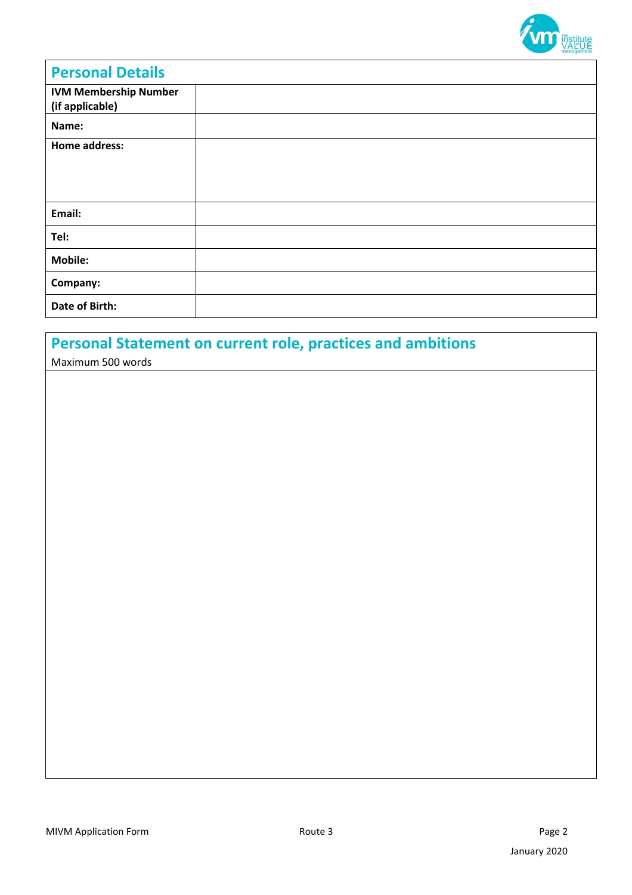| Personal Details | |
|---|---|
| **IVM Membership Number (if applicable)** | |
| **Name:** | |
| **Home address:** | |
| **Email:** | |
| **Tel:** | |
| **Mobile:** | |
| **Company:** | |
| **Date of Birth:** | |

## Personal Statement on current role, practices and ambitions

Maximum 500 words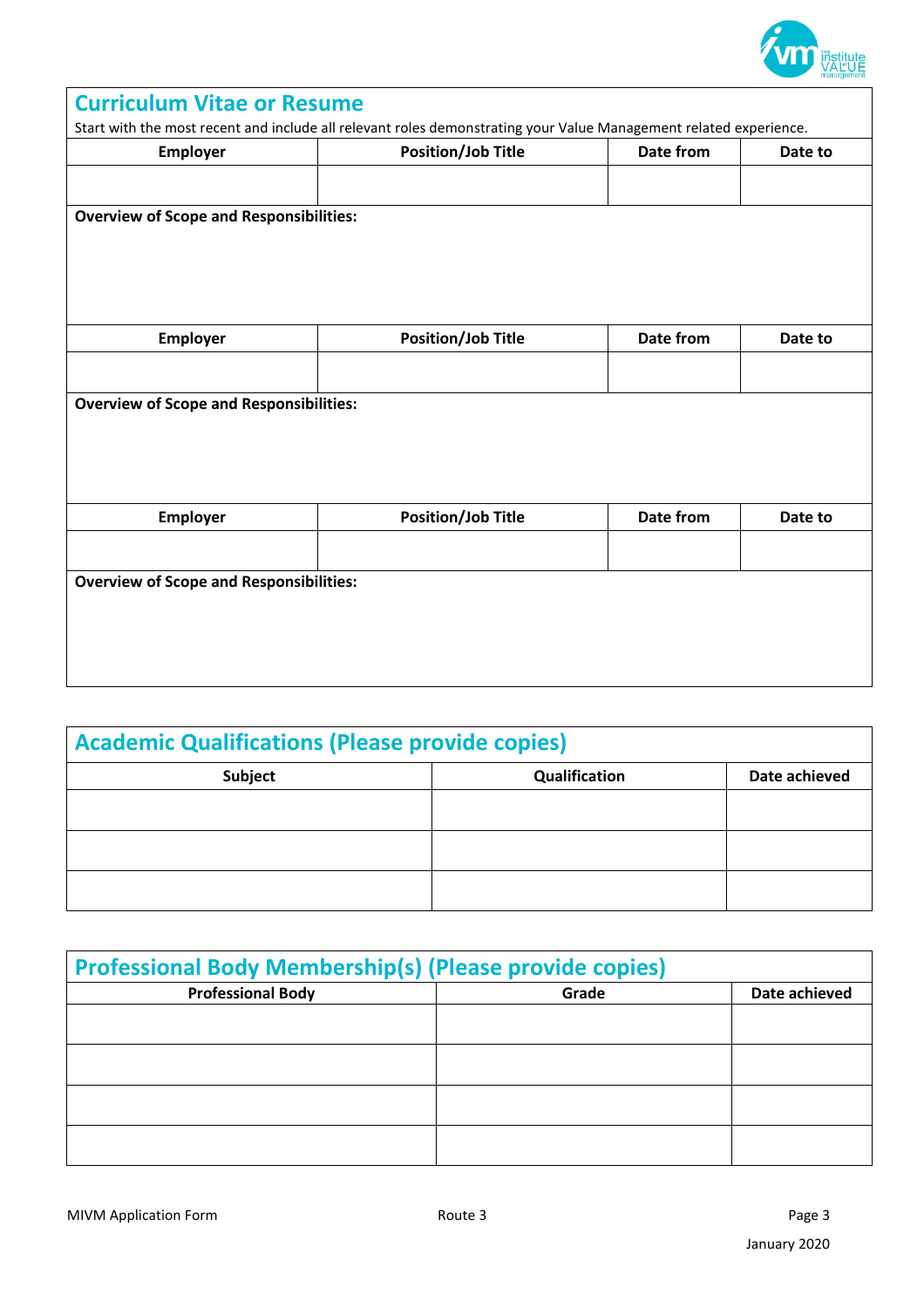## Curriculum Vitae or Resume

Start with the most recent and include all relevant roles demonstrating your Value Management related experience.

| Employer | Position/Job Title | Date from | Date to |
|---|---|---|---|
| | | | |

**Overview of Scope and Responsibilities:**

| Employer | Position/Job Title | Date from | Date to |
|---|---|---|---|
| | | | |

**Overview of Scope and Responsibilities:**

| Employer | Position/Job Title | Date from | Date to |
|---|---|---|---|
| | | | |

**Overview of Scope and Responsibilities:**

## Academic Qualifications (Please provide copies)

| Subject | Qualification | Date achieved |
|---|---|---|
| | | |
| | | |
| | | |

## Professional Body Membership(s) (Please provide copies)

| Professional Body | Grade | Date achieved |
|---|---|---|
| | | |
| | | |
| | | |
| | | |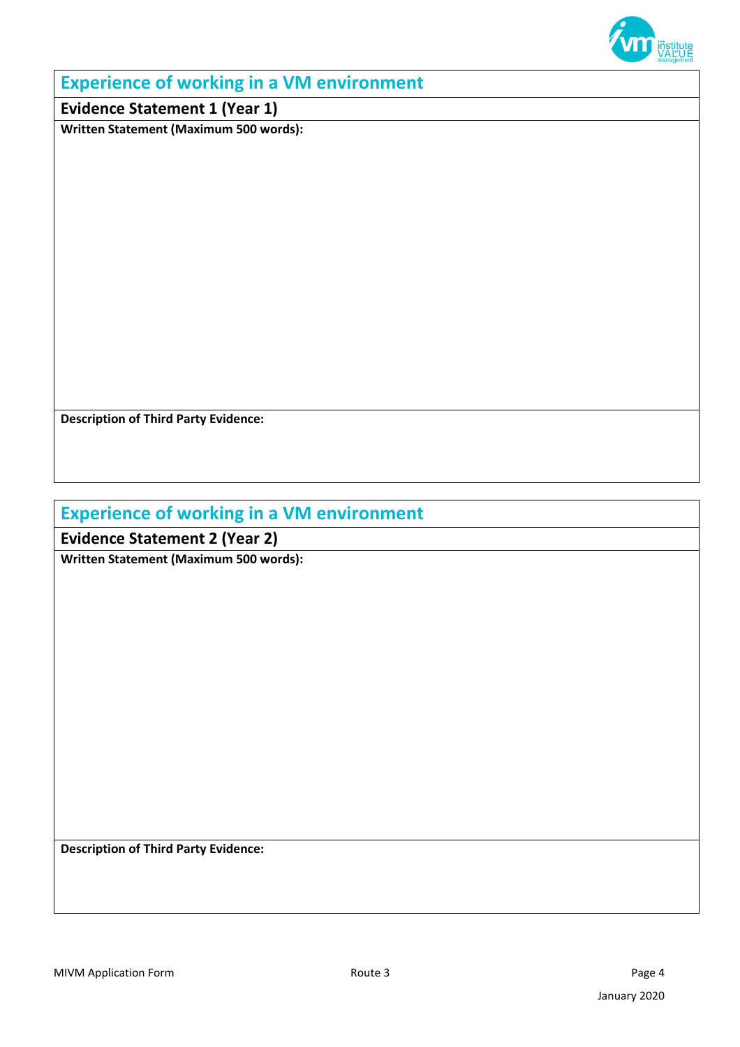## Experience of working in a VM environment

### Evidence Statement 1 (Year 1)

**Written Statement (Maximum 500 words):**

**Description of Third Party Evidence:**

## Experience of working in a VM environment

### Evidence Statement 2 (Year 2)

**Written Statement (Maximum 500 words):**

**Description of Third Party Evidence:**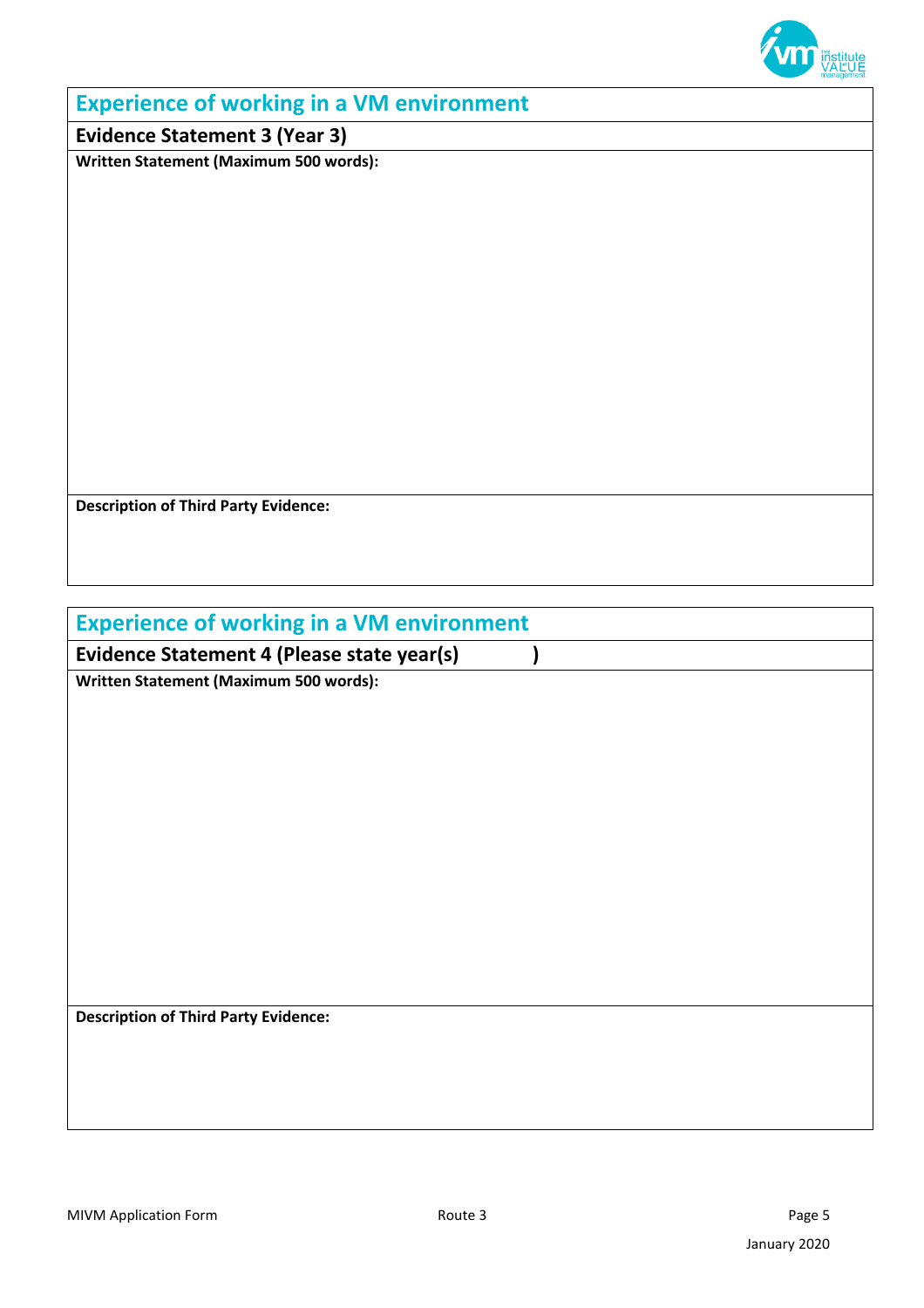## Experience of working in a VM environment

**Evidence Statement 3 (Year 3)**

**Written Statement (Maximum 500 words):**

**Description of Third Party Evidence:**

## Experience of working in a VM environment

**Evidence Statement 4 (Please state year(s) )**

**Written Statement (Maximum 500 words):**

**Description of Third Party Evidence:**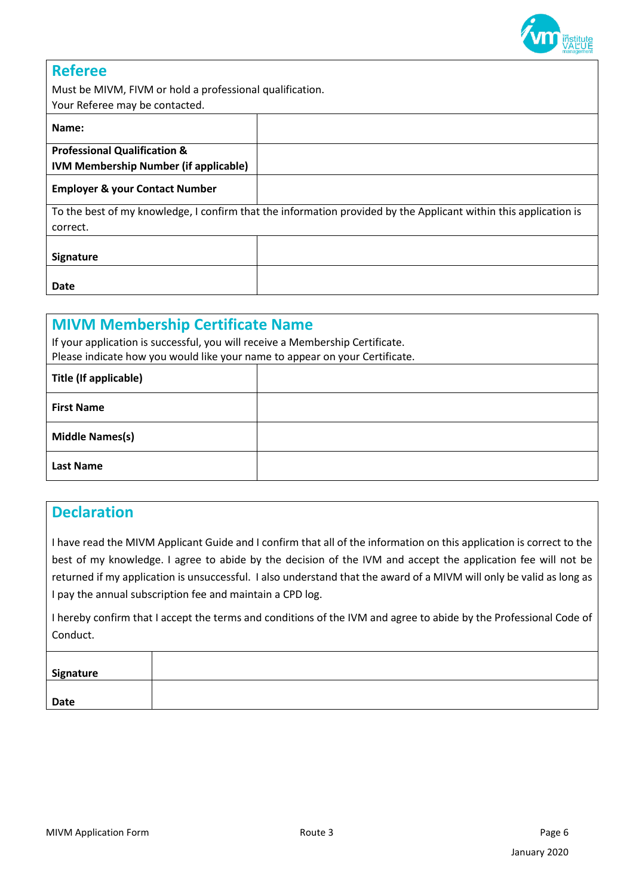## Referee

Must be MIVM, FIVM or hold a professional qualification.
Your Referee may be contacted.

| | |
|---|---|
| **Name:** | |
| **Professional Qualification & IVM Membership Number (if applicable)** | |
| **Employer & your Contact Number** | |

To the best of my knowledge, I confirm that the information provided by the Applicant within this application is correct.

| | |
|---|---|
| **Signature** | |
| **Date** | |

## MIVM Membership Certificate Name

If your application is successful, you will receive a Membership Certificate.
Please indicate how you would like your name to appear on your Certificate.

| | |
|---|---|
| **Title (If applicable)** | |
| **First Name** | |
| **Middle Names(s)** | |
| **Last Name** | |

## Declaration

I have read the MIVM Applicant Guide and I confirm that all of the information on this application is correct to the best of my knowledge. I agree to abide by the decision of the IVM and accept the application fee will not be returned if my application is unsuccessful. I also understand that the award of a MIVM will only be valid as long as I pay the annual subscription fee and maintain a CPD log.

I hereby confirm that I accept the terms and conditions of the IVM and agree to abide by the Professional Code of Conduct.

| | |
|---|---|
| **Signature** | |
| **Date** | |